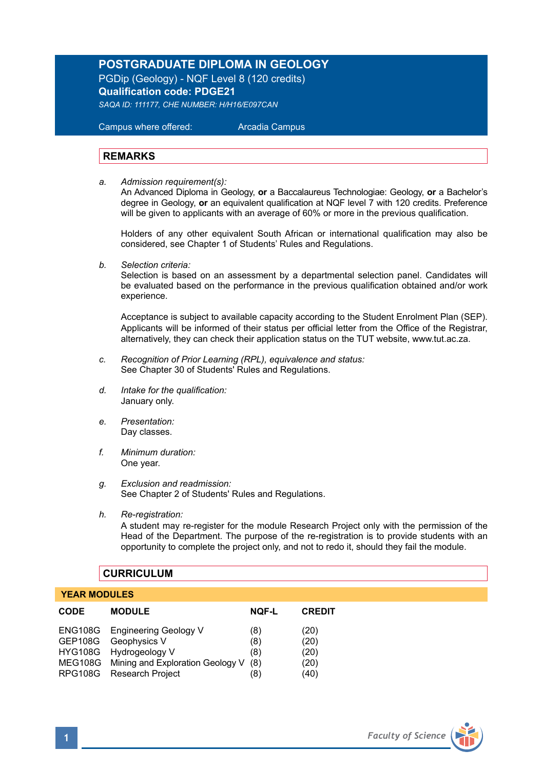# POSTGRADUATE DIPLOMA IN GEOLOGY

PGDip (Geology) - NQF Level 8 (120 credits)

**Qualification code: PDGE21**

*SAQA ID: 111177, CHE NUMBER: H/H16/E097CAN*

Campus where offered: Arcadia Campus

## REMARKS

a. *Admission requirement(s):*
An Advanced Diploma in Geology, **or** a Baccalaureus Technologiae: Geology, **or** a Bachelor's degree in Geology, **or** an equivalent qualification at NQF level 7 with 120 credits. Preference will be given to applicants with an average of 60% or more in the previous qualification.

Holders of any other equivalent South African or international qualification may also be considered, see Chapter 1 of Students' Rules and Regulations.

b. *Selection criteria:*
Selection is based on an assessment by a departmental selection panel. Candidates will be evaluated based on the performance in the previous qualification obtained and/or work experience.

Acceptance is subject to available capacity according to the Student Enrolment Plan (SEP). Applicants will be informed of their status per official letter from the Office of the Registrar, alternatively, they can check their application status on the TUT website, www.tut.ac.za.

c. *Recognition of Prior Learning (RPL), equivalence and status:*
See Chapter 30 of Students' Rules and Regulations.

d. *Intake for the qualification:*
January only.

e. *Presentation:*
Day classes.

f. *Minimum duration:*
One year.

g. *Exclusion and readmission:*
See Chapter 2 of Students' Rules and Regulations.

h. *Re-registration:*
A student may re-register for the module Research Project only with the permission of the Head of the Department. The purpose of the re-registration is to provide students with an opportunity to complete the project only, and not to redo it, should they fail the module.

## CURRICULUM

### YEAR MODULES

| CODE | MODULE | NQF-L | CREDIT |
|---|---|---|---|
| ENG108G | Engineering Geology V | (8) | (20) |
| GEP108G | Geophysics V | (8) | (20) |
| HYG108G | Hydrogeology V | (8) | (20) |
| MEG108G | Mining and Exploration Geology V | (8) | (20) |
| RPG108G | Research Project | (8) | (40) |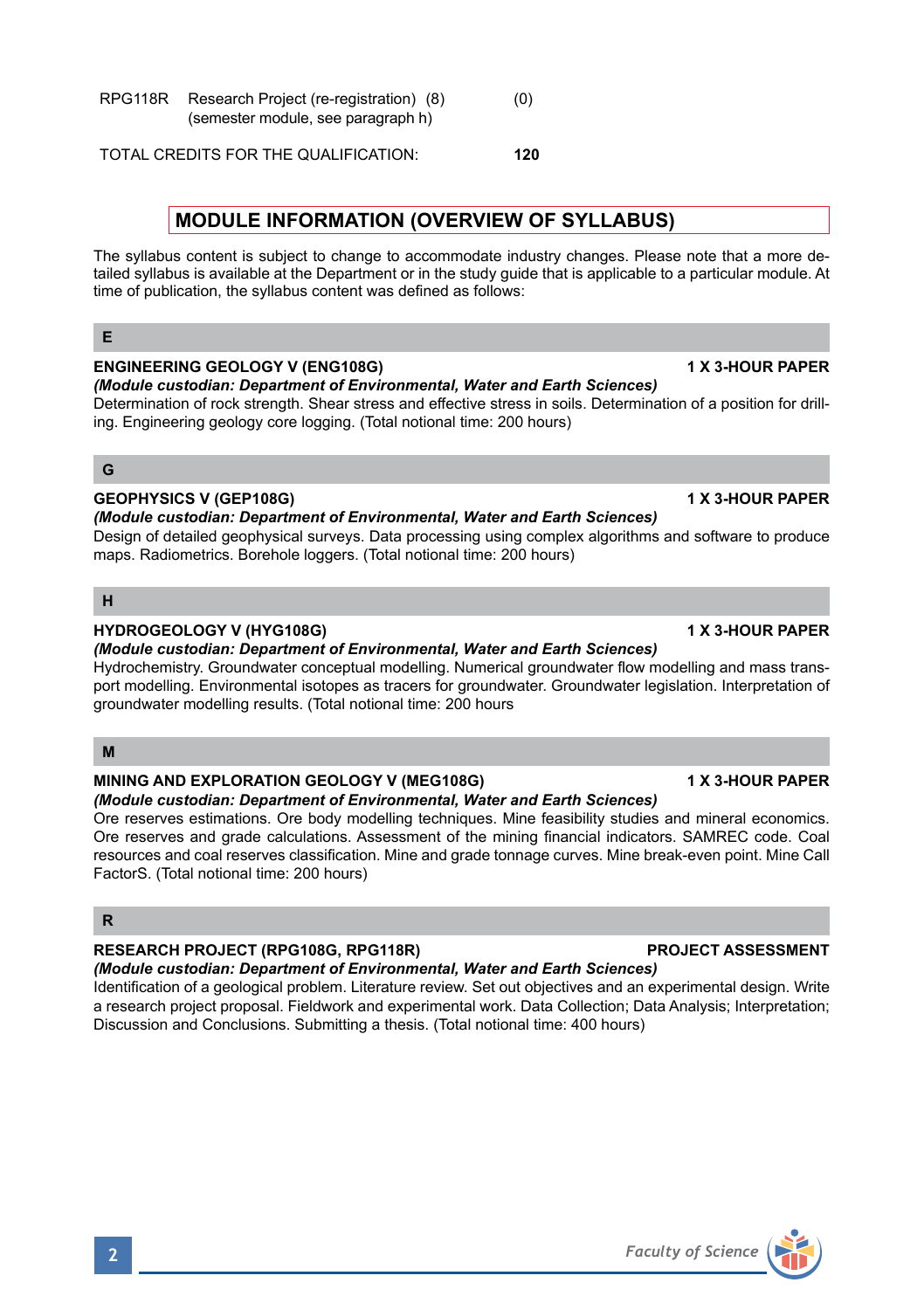| | | |
|---|---|---|
| RPG118R | Research Project (re-registration) (8)<br>(semester module, see paragraph h) | (0) |

TOTAL CREDITS FOR THE QUALIFICATION: **120**

## MODULE INFORMATION (OVERVIEW OF SYLLABUS)

The syllabus content is subject to change to accommodate industry changes. Please note that a more detailed syllabus is available at the Department or in the study guide that is applicable to a particular module. At time of publication, the syllabus content was defined as follows:

### E

**ENGINEERING GEOLOGY V (ENG108G) — 1 X 3-HOUR PAPER**

***(Module custodian: Department of Environmental, Water and Earth Sciences)***

Determination of rock strength. Shear stress and effective stress in soils. Determination of a position for drilling. Engineering geology core logging. (Total notional time: 200 hours)

### G

**GEOPHYSICS V (GEP108G) — 1 X 3-HOUR PAPER**

***(Module custodian: Department of Environmental, Water and Earth Sciences)***

Design of detailed geophysical surveys. Data processing using complex algorithms and software to produce maps. Radiometrics. Borehole loggers. (Total notional time: 200 hours)

### H

**HYDROGEOLOGY V (HYG108G) — 1 X 3-HOUR PAPER**

***(Module custodian: Department of Environmental, Water and Earth Sciences)***

Hydrochemistry. Groundwater conceptual modelling. Numerical groundwater flow modelling and mass transport modelling. Environmental isotopes as tracers for groundwater. Groundwater legislation. Interpretation of groundwater modelling results. (Total notional time: 200 hours

### M

**MINING AND EXPLORATION GEOLOGY V (MEG108G) — 1 X 3-HOUR PAPER**

***(Module custodian: Department of Environmental, Water and Earth Sciences)***

Ore reserves estimations. Ore body modelling techniques. Mine feasibility studies and mineral economics. Ore reserves and grade calculations. Assessment of the mining financial indicators. SAMREC code. Coal resources and coal reserves classification. Mine and grade tonnage curves. Mine break-even point. Mine Call FactorS. (Total notional time: 200 hours)

### R

**RESEARCH PROJECT (RPG108G, RPG118R) — PROJECT ASSESSMENT**

***(Module custodian: Department of Environmental, Water and Earth Sciences)***

Identification of a geological problem. Literature review. Set out objectives and an experimental design. Write a research project proposal. Fieldwork and experimental work. Data Collection; Data Analysis; Interpretation; Discussion and Conclusions. Submitting a thesis. (Total notional time: 400 hours)